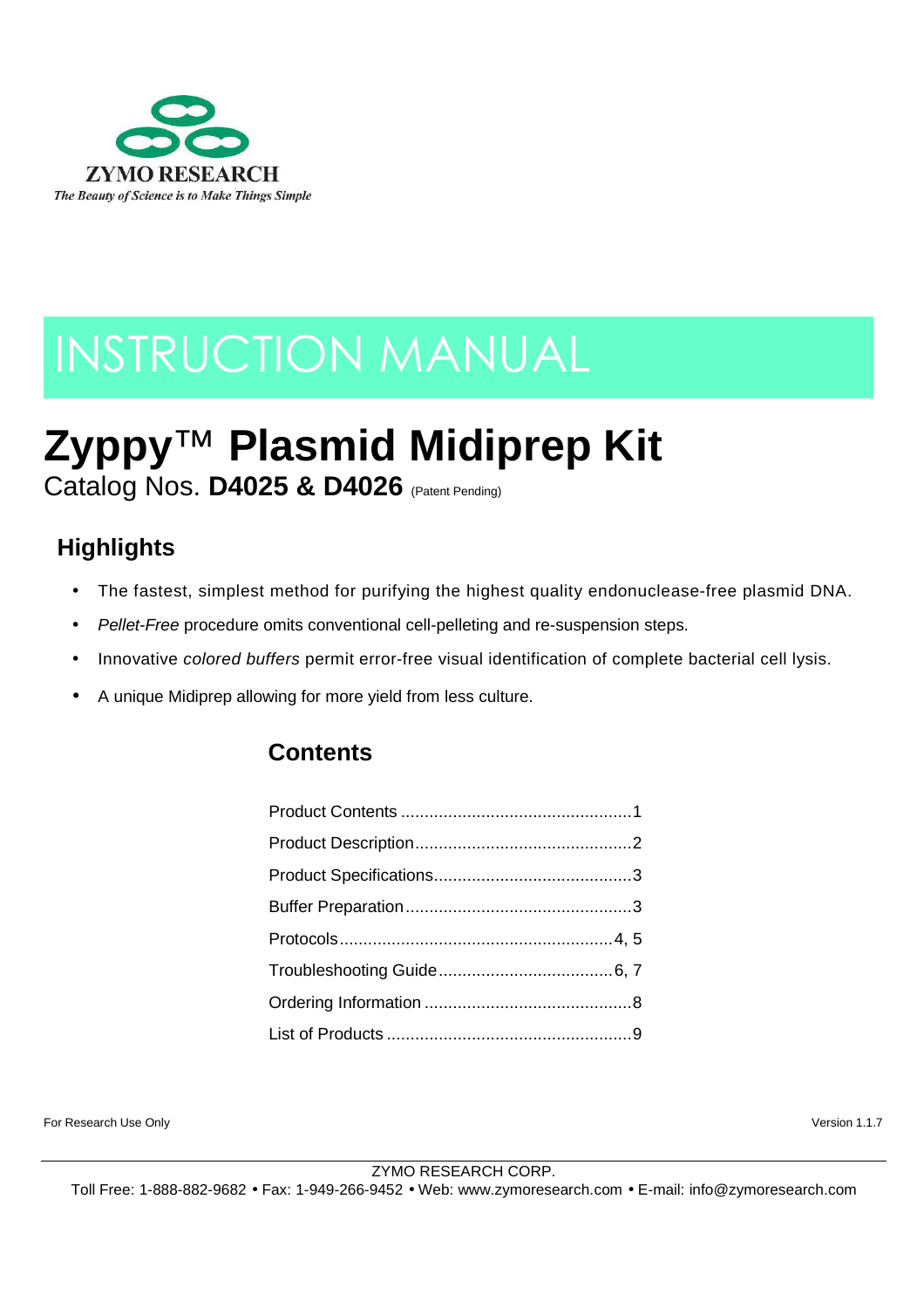ZYMO RESEARCH

*The Beauty of Science is to Make Things Simple*

# INSTRUCTION MANUAL

# Zyppy™ Plasmid Midiprep Kit

Catalog Nos. **D4025 & D4026** (Patent Pending)

## Highlights

- The fastest, simplest method for purifying the highest quality endonuclease-free plasmid DNA.
- *Pellet-Free* procedure omits conventional cell-pelleting and re-suspension steps.
- Innovative *colored buffers* permit error-free visual identification of complete bacterial cell lysis.
- A unique Midiprep allowing for more yield from less culture.

## Contents

Product Contents ................................................1
Product Description.............................................2
Product Specifications..........................................3
Buffer Preparation................................................3
Protocols..........................................................4, 5
Troubleshooting Guide....................................6, 7
Ordering Information ............................................8
List of Products ....................................................9

For Research Use Only

Version 1.1.7

ZYMO RESEARCH CORP.
Toll Free: 1-888-882-9682 • Fax: 1-949-266-9452 • Web: www.zymoresearch.com • E-mail: info@zymoresearch.com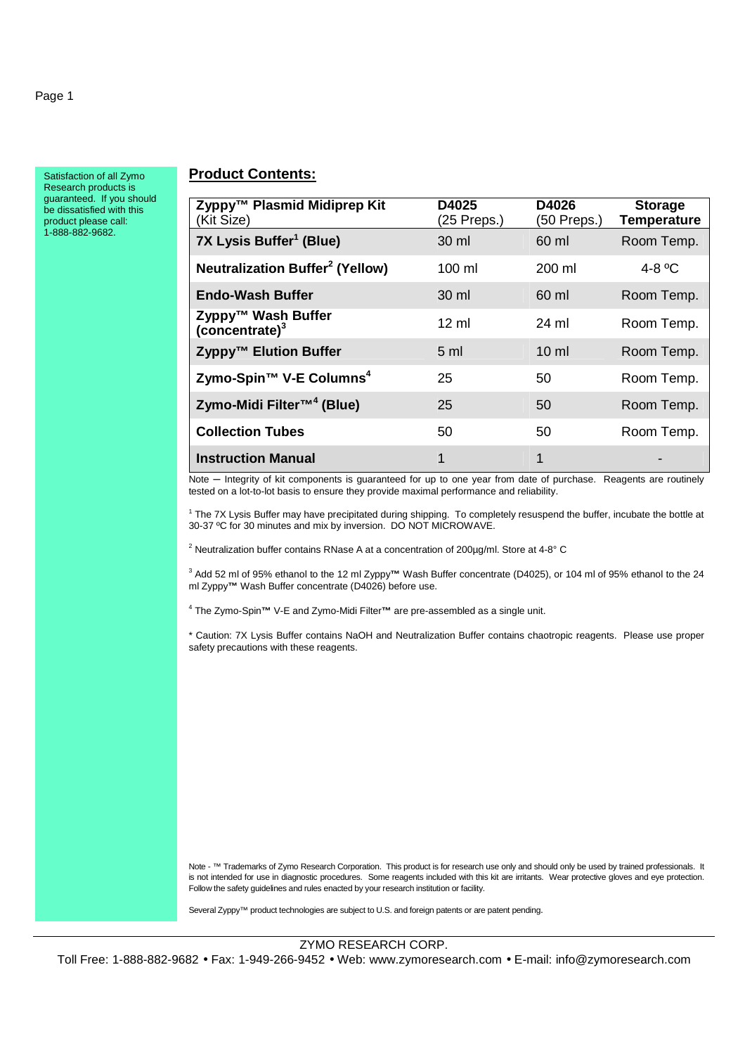Satisfaction of all Zymo Research products is guaranteed. If you should be dissatisfied with this product please call: 1-888-882-9682.

## Product Contents:

| Zyppy™ Plasmid Midiprep Kit (Kit Size) | D4025 (25 Preps.) | D4026 (50 Preps.) | Storage Temperature |
|---|---|---|---|
| **7X Lysis Buffer[1] (Blue)** | 30 ml | 60 ml | Room Temp. |
| **Neutralization Buffer[2] (Yellow)** | 100 ml | 200 ml | 4-8 ºC |
| **Endo-Wash Buffer** | 30 ml | 60 ml | Room Temp. |
| **Zyppy™ Wash Buffer (concentrate)[3]** | 12 ml | 24 ml | Room Temp. |
| **Zyppy™ Elution Buffer** | 5 ml | 10 ml | Room Temp. |
| **Zymo-Spin™ V-E Columns[4]** | 25 | 50 | Room Temp. |
| **Zymo-Midi Filter™[4] (Blue)** | 25 | 50 | Room Temp. |
| **Collection Tubes** | 50 | 50 | Room Temp. |
| **Instruction Manual** | 1 | 1 | - |

Note – Integrity of kit components is guaranteed for up to one year from date of purchase. Reagents are routinely tested on a lot-to-lot basis to ensure they provide maximal performance and reliability.

[1] The 7X Lysis Buffer may have precipitated during shipping. To completely resuspend the buffer, incubate the bottle at 30-37 ºC for 30 minutes and mix by inversion. DO NOT MICROWAVE.

[2] Neutralization buffer contains RNase A at a concentration of 200µg/ml. Store at 4-8° C

[3] Add 52 ml of 95% ethanol to the 12 ml Zyppy™ Wash Buffer concentrate (D4025), or 104 ml of 95% ethanol to the 24 ml Zyppy™ Wash Buffer concentrate (D4026) before use.

[4] The Zymo-Spin™ V-E and Zymo-Midi Filter™ are pre-assembled as a single unit.

* Caution: 7X Lysis Buffer contains NaOH and Neutralization Buffer contains chaotropic reagents. Please use proper safety precautions with these reagents.

Note - ™ Trademarks of Zymo Research Corporation. This product is for research use only and should only be used by trained professionals. It is not intended for use in diagnostic procedures. Some reagents included with this kit are irritants. Wear protective gloves and eye protection. Follow the safety guidelines and rules enacted by your research institution or facility.

Several Zyppy™ product technologies are subject to U.S. and foreign patents or are patent pending.

ZYMO RESEARCH CORP.

Toll Free: 1-888-882-9682 • Fax: 1-949-266-9452 • Web: www.zymoresearch.com • E-mail: info@zymoresearch.com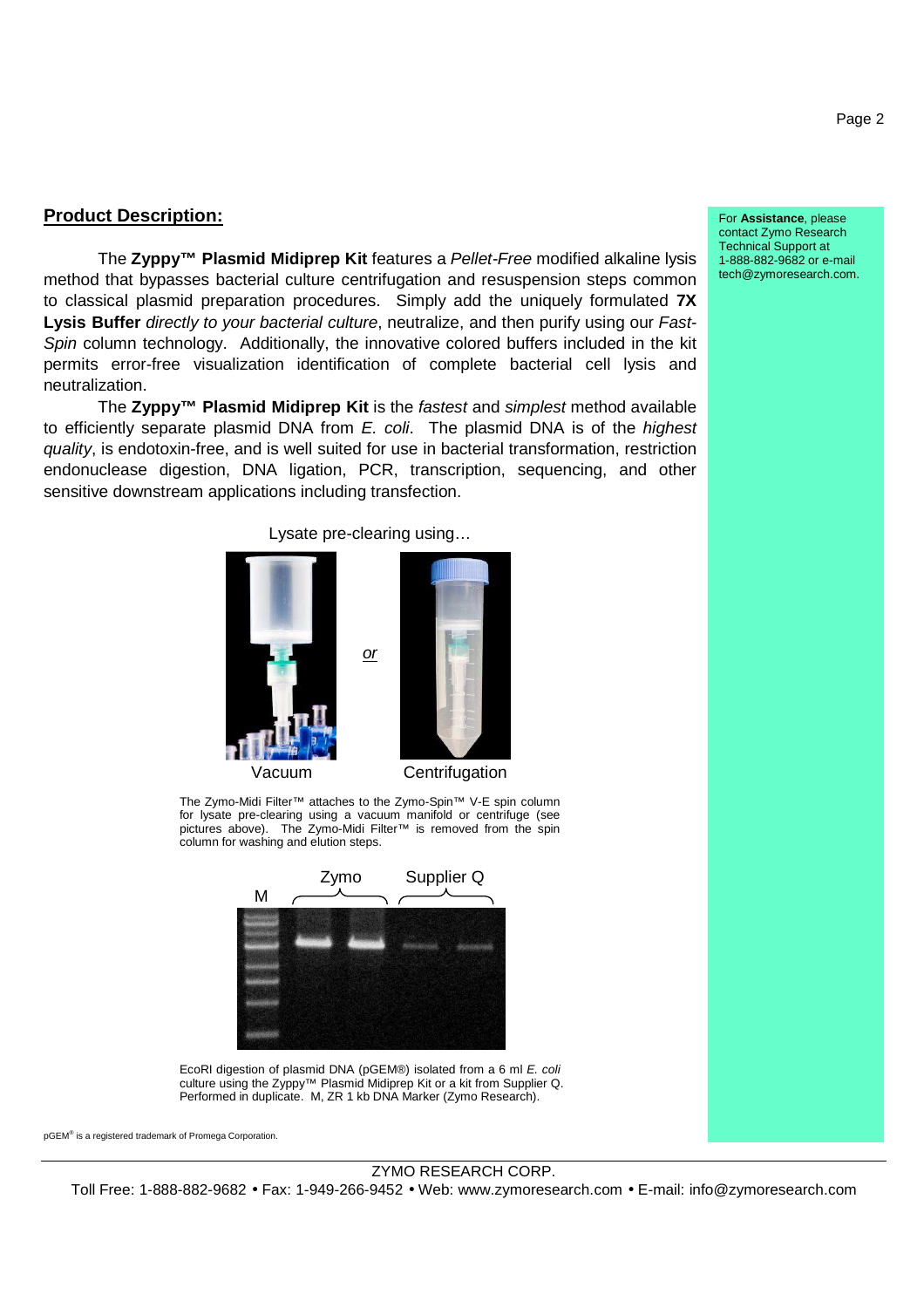## Product Description:

The **Zyppy™ Plasmid Midiprep Kit** features a *Pellet-Free* modified alkaline lysis method that bypasses bacterial culture centrifugation and resuspension steps common to classical plasmid preparation procedures. Simply add the uniquely formulated **7X Lysis Buffer** *directly to your bacterial culture*, neutralize, and then purify using our *Fast-Spin* column technology. Additionally, the innovative colored buffers included in the kit permits error-free visualization identification of complete bacterial cell lysis and neutralization.

The **Zyppy™ Plasmid Midiprep Kit** is the *fastest* and *simplest* method available to efficiently separate plasmid DNA from *E. coli*. The plasmid DNA is of the *highest quality*, is endotoxin-free, and is well suited for use in bacterial transformation, restriction endonuclease digestion, DNA ligation, PCR, transcription, sequencing, and other sensitive downstream applications including transfection.

For **Assistance**, please contact Zymo Research Technical Support at 1-888-882-9682 or e-mail tech@zymoresearch.com.

Lysate pre-clearing using…

Vacuum *or* Centrifugation

The Zymo-Midi Filter™ attaches to the Zymo-Spin™ V-E spin column for lysate pre-clearing using a vacuum manifold or centrifuge (see pictures above). The Zymo-Midi Filter™ is removed from the spin column for washing and elution steps.

M Zymo Supplier Q

EcoRI digestion of plasmid DNA (pGEM®) isolated from a 6 ml *E. coli* culture using the Zyppy™ Plasmid Midiprep Kit or a kit from Supplier Q. Performed in duplicate. M, ZR 1 kb DNA Marker (Zymo Research).

pGEM® is a registered trademark of Promega Corporation.

ZYMO RESEARCH CORP.

Toll Free: 1-888-882-9682 • Fax: 1-949-266-9452 • Web: www.zymoresearch.com • E-mail: info@zymoresearch.com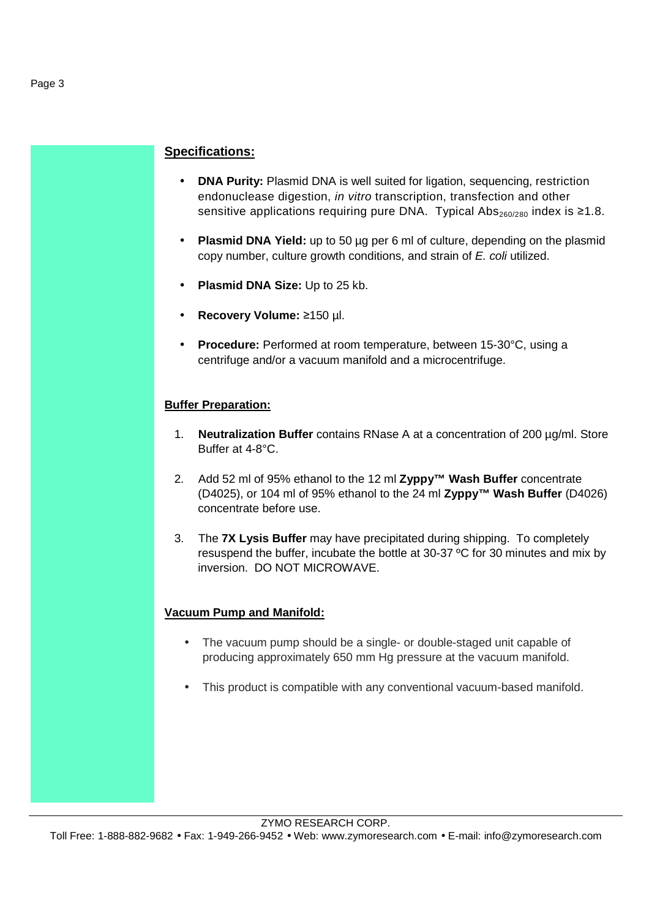## Specifications:

- **DNA Purity:** Plasmid DNA is well suited for ligation, sequencing, restriction endonuclease digestion, *in vitro* transcription, transfection and other sensitive applications requiring pure DNA. Typical $Abs_{260/280}$ index is ≥1.8.
- **Plasmid DNA Yield:** up to 50 µg per 6 ml of culture, depending on the plasmid copy number, culture growth conditions, and strain of *E. coli* utilized.
- **Plasmid DNA Size:** Up to 25 kb.
- **Recovery Volume:** ≥150 µl.
- **Procedure:** Performed at room temperature, between 15-30°C, using a centrifuge and/or a vacuum manifold and a microcentrifuge.

### Buffer Preparation:

1. **Neutralization Buffer** contains RNase A at a concentration of 200 µg/ml. Store Buffer at 4-8°C.
2. Add 52 ml of 95% ethanol to the 12 ml **Zyppy™ Wash Buffer** concentrate (D4025), or 104 ml of 95% ethanol to the 24 ml **Zyppy™ Wash Buffer** (D4026) concentrate before use.
3. The **7X Lysis Buffer** may have precipitated during shipping. To completely resuspend the buffer, incubate the bottle at 30-37 ºC for 30 minutes and mix by inversion. DO NOT MICROWAVE.

### Vacuum Pump and Manifold:

- The vacuum pump should be a single- or double-staged unit capable of producing approximately 650 mm Hg pressure at the vacuum manifold.
- This product is compatible with any conventional vacuum-based manifold.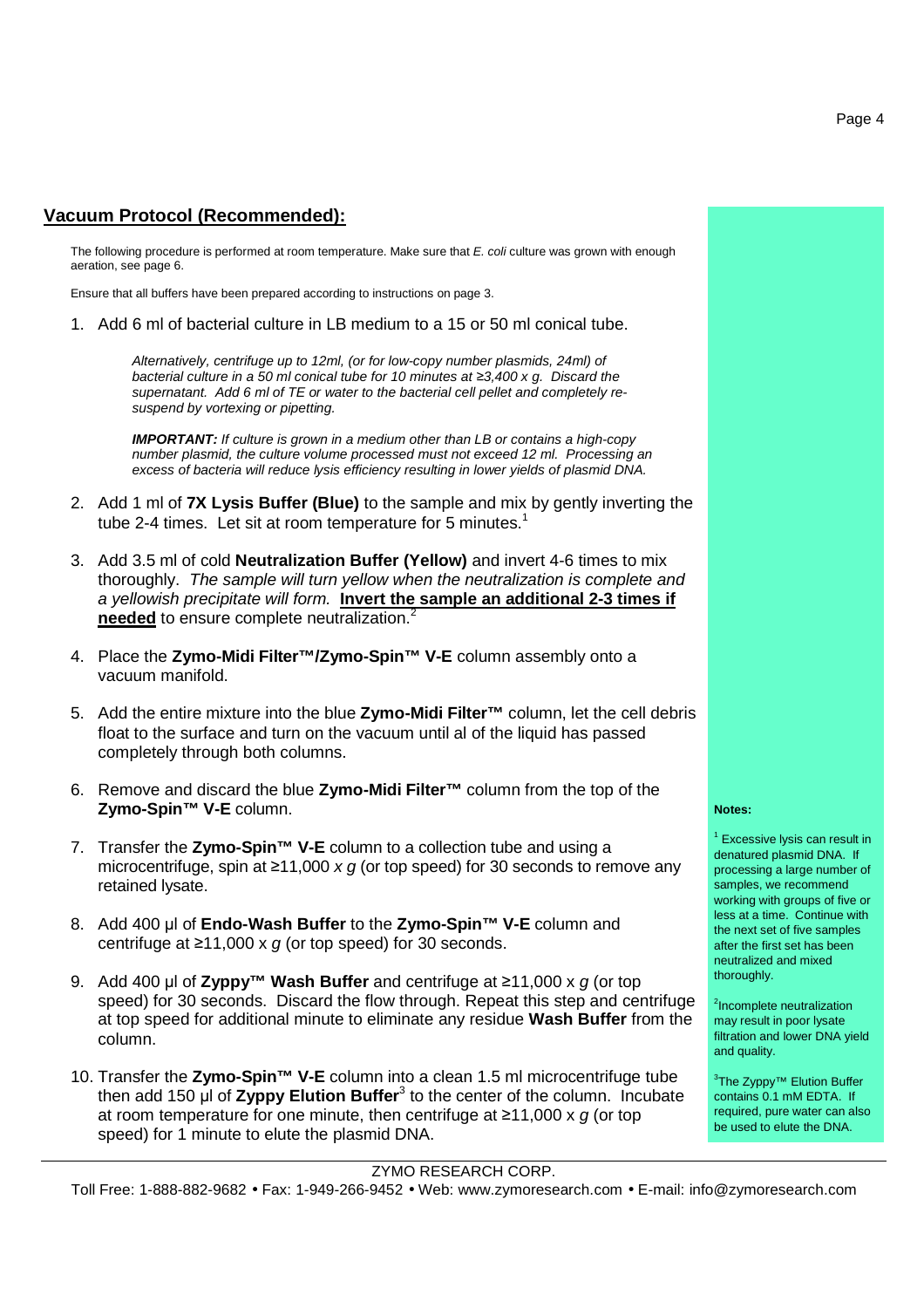## Vacuum Protocol (Recommended):

The following procedure is performed at room temperature. Make sure that *E. coli* culture was grown with enough aeration, see page 6.

Ensure that all buffers have been prepared according to instructions on page 3.

1. Add 6 ml of bacterial culture in LB medium to a 15 or 50 ml conical tube.

   *Alternatively, centrifuge up to 12ml, (or for low-copy number plasmids, 24ml) of bacterial culture in a 50 ml conical tube for 10 minutes at ≥3,400 x g. Discard the supernatant. Add 6 ml of TE or water to the bacterial cell pellet and completely re-suspend by vortexing or pipetting.*

   ***IMPORTANT:*** *If culture is grown in a medium other than LB or contains a high-copy number plasmid, the culture volume processed must not exceed 12 ml. Processing an excess of bacteria will reduce lysis efficiency resulting in lower yields of plasmid DNA.*

2. Add 1 ml of **7X Lysis Buffer (Blue)** to the sample and mix by gently inverting the tube 2-4 times. Let sit at room temperature for 5 minutes.[1]

3. Add 3.5 ml of cold **Neutralization Buffer (Yellow)** and invert 4-6 times to mix thoroughly. *The sample will turn yellow when the neutralization is complete and a yellowish precipitate will form.* **Invert the sample an additional 2-3 times if needed** to ensure complete neutralization.[2]

4. Place the **Zymo-Midi Filter™/Zymo-Spin™ V-E** column assembly onto a vacuum manifold.

5. Add the entire mixture into the blue **Zymo-Midi Filter™** column, let the cell debris float to the surface and turn on the vacuum until al of the liquid has passed completely through both columns.

6. Remove and discard the blue **Zymo-Midi Filter™** column from the top of the **Zymo-Spin™ V-E** column.

7. Transfer the **Zymo-Spin™ V-E** column to a collection tube and using a microcentrifuge, spin at ≥11,000 *x g* (or top speed) for 30 seconds to remove any retained lysate.

8. Add 400 µl of **Endo-Wash Buffer** to the **Zymo-Spin™ V-E** column and centrifuge at ≥11,000 x *g* (or top speed) for 30 seconds.

9. Add 400 µl of **Zyppy™ Wash Buffer** and centrifuge at ≥11,000 x *g* (or top speed) for 30 seconds. Discard the flow through. Repeat this step and centrifuge at top speed for additional minute to eliminate any residue **Wash Buffer** from the column.

10. Transfer the **Zymo-Spin™ V-E** column into a clean 1.5 ml microcentrifuge tube then add 150 µl of **Zyppy Elution Buffer**[3] to the center of the column. Incubate at room temperature for one minute, then centrifuge at ≥11,000 x *g* (or top speed) for 1 minute to elute the plasmid DNA.

**Notes:**

[1] Excessive lysis can result in denatured plasmid DNA. If processing a large number of samples, we recommend working with groups of five or less at a time. Continue with the next set of five samples after the first set has been neutralized and mixed thoroughly.

[2] Incomplete neutralization may result in poor lysate filtration and lower DNA yield and quality.

[3] The Zyppy™ Elution Buffer contains 0.1 mM EDTA. If required, pure water can also be used to elute the DNA.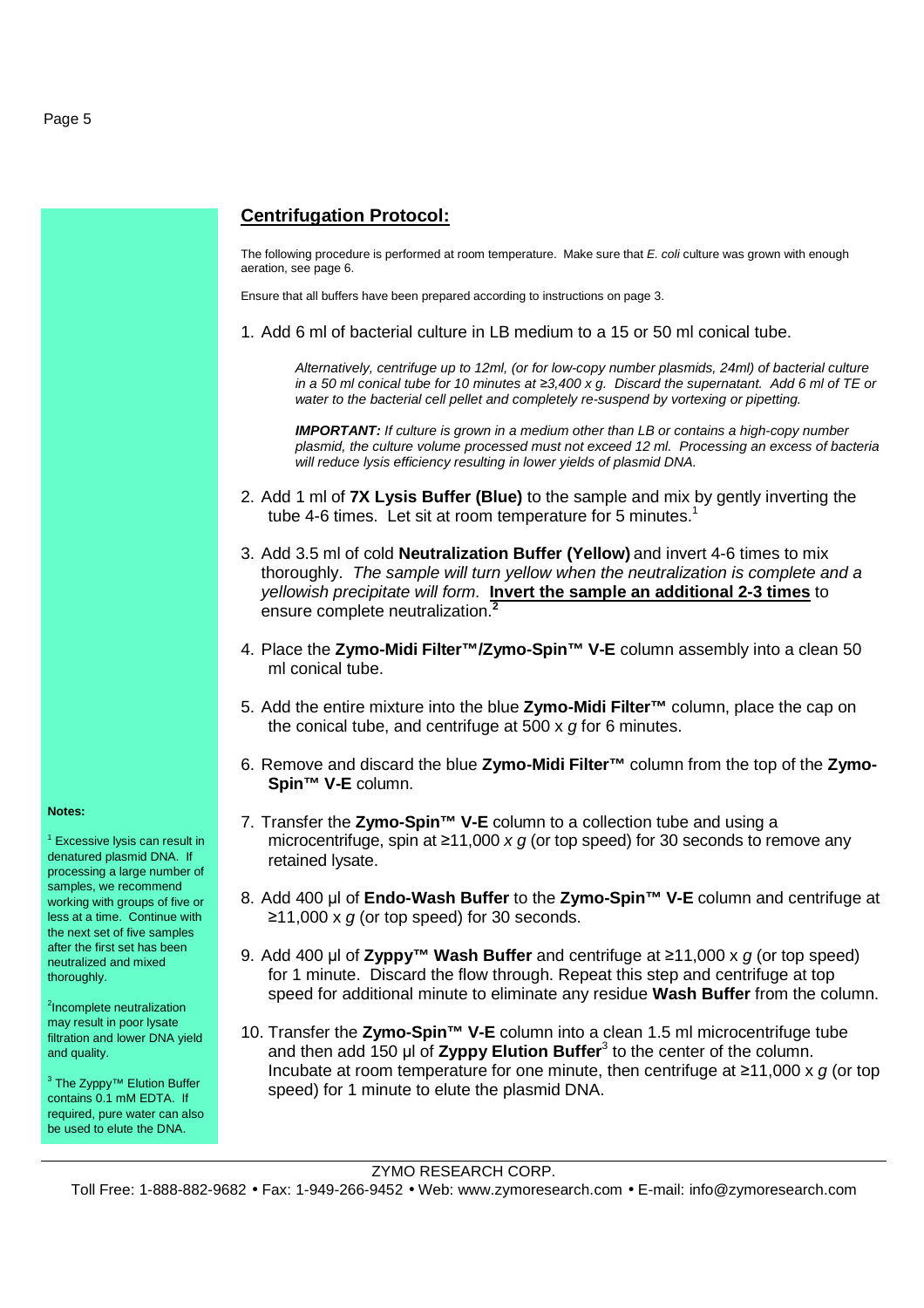## **Centrifugation Protocol:**

The following procedure is performed at room temperature. Make sure that *E. coli* culture was grown with enough aeration, see page 6.

Ensure that all buffers have been prepared according to instructions on page 3.

1. Add 6 ml of bacterial culture in LB medium to a 15 or 50 ml conical tube.

   *Alternatively, centrifuge up to 12ml, (or for low-copy number plasmids, 24ml) of bacterial culture in a 50 ml conical tube for 10 minutes at ≥3,400 x g. Discard the supernatant. Add 6 ml of TE or water to the bacterial cell pellet and completely re-suspend by vortexing or pipetting.*

   ***IMPORTANT:*** *If culture is grown in a medium other than LB or contains a high-copy number plasmid, the culture volume processed must not exceed 12 ml. Processing an excess of bacteria will reduce lysis efficiency resulting in lower yields of plasmid DNA.*

2. Add 1 ml of **7X Lysis Buffer (Blue)** to the sample and mix by gently inverting the tube 4-6 times. Let sit at room temperature for 5 minutes.[1]

3. Add 3.5 ml of cold **Neutralization Buffer (Yellow)** and invert 4-6 times to mix thoroughly. *The sample will turn yellow when the neutralization is complete and a yellowish precipitate will form.* **Invert the sample an additional 2-3 times** to ensure complete neutralization.[2]

4. Place the **Zymo-Midi Filter™/Zymo-Spin™ V-E** column assembly into a clean 50 ml conical tube.

5. Add the entire mixture into the blue **Zymo-Midi Filter™** column, place the cap on the conical tube, and centrifuge at 500 x *g* for 6 minutes.

6. Remove and discard the blue **Zymo-Midi Filter™** column from the top of the **Zymo-Spin™ V-E** column.

7. Transfer the **Zymo-Spin™ V-E** column to a collection tube and using a microcentrifuge, spin at ≥11,000 *x g* (or top speed) for 30 seconds to remove any retained lysate.

8. Add 400 µl of **Endo-Wash Buffer** to the **Zymo-Spin™ V-E** column and centrifuge at ≥11,000 x *g* (or top speed) for 30 seconds.

9. Add 400 µl of **Zyppy™ Wash Buffer** and centrifuge at ≥11,000 x *g* (or top speed) for 1 minute. Discard the flow through. Repeat this step and centrifuge at top speed for additional minute to eliminate any residue **Wash Buffer** from the column.

10. Transfer the **Zymo-Spin™ V-E** column into a clean 1.5 ml microcentrifuge tube and then add 150 µl of **Zyppy Elution Buffer**[3] to the center of the column. Incubate at room temperature for one minute, then centrifuge at ≥11,000 x *g* (or top speed) for 1 minute to elute the plasmid DNA.

**Notes:**

[1] Excessive lysis can result in denatured plasmid DNA. If processing a large number of samples, we recommend working with groups of five or less at a time. Continue with the next set of five samples after the first set has been neutralized and mixed thoroughly.

[2] Incomplete neutralization may result in poor lysate filtration and lower DNA yield and quality.

[3] The Zyppy™ Elution Buffer contains 0.1 mM EDTA. If required, pure water can also be used to elute the DNA.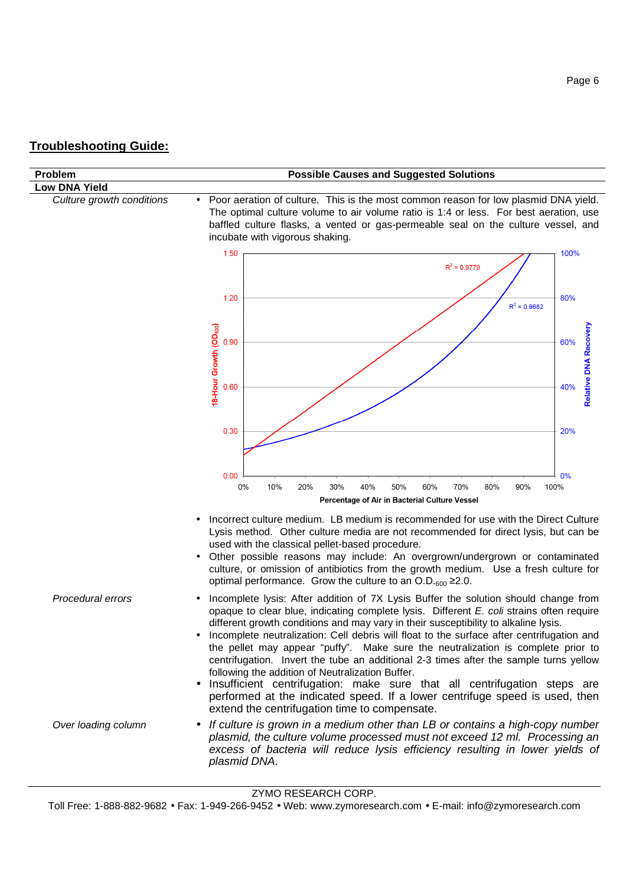## Troubleshooting Guide:

| Problem | Possible Causes and Suggested Solutions |
|---|---|
| **Low DNA Yield** | |
| *Culture growth conditions* | • Poor aeration of culture. This is the most common reason for low plasmid DNA yield. The optimal culture volume to air volume ratio is 1:4 or less. For best aeration, use baffled culture flasks, a vented or gas-permeable seal on the culture vessel, and incubate with vigorous shaking. |
| | • Incorrect culture medium. LB medium is recommended for use with the Direct Culture Lysis method. Other culture media are not recommended for direct lysis, but can be used with the classical pellet-based procedure. |
| | • Other possible reasons may include: An overgrown/undergrown or contaminated culture, or omission of antibiotics from the growth medium. Use a fresh culture for optimal performance. Grow the culture to an $O.D._{600} \geq 2.0$. |
| *Procedural errors* | • Incomplete lysis: After addition of 7X Lysis Buffer the solution should change from opaque to clear blue, indicating complete lysis. Different *E. coli* strains often require different growth conditions and may vary in their susceptibility to alkaline lysis. |
| | • Incomplete neutralization: Cell debris will float to the surface after centrifugation and the pellet may appear "puffy". Make sure the neutralization is complete prior to centrifugation. Invert the tube an additional 2-3 times after the sample turns yellow following the addition of Neutralization Buffer. |
| | • Insufficient centrifugation: make sure that all centrifugation steps are performed at the indicated speed. If a lower centrifuge speed is used, then extend the centrifugation time to compensate. |
| *Over loading column* | • *If culture is grown in a medium other than LB or contains a high-copy number plasmid, the culture volume processed must not exceed 12 ml. Processing an excess of bacteria will reduce lysis efficiency resulting in lower yields of plasmid DNA.* |

Chart: 18-Hour Growth ($OD_{600}$) (left axis, 0.00–1.50) and Relative DNA Recovery (right axis, 0%–100%) vs. Percentage of Air in Bacterial Culture Vessel (0%–100%). $R^2 = 0.9779$; $R^2 = 0.9682$.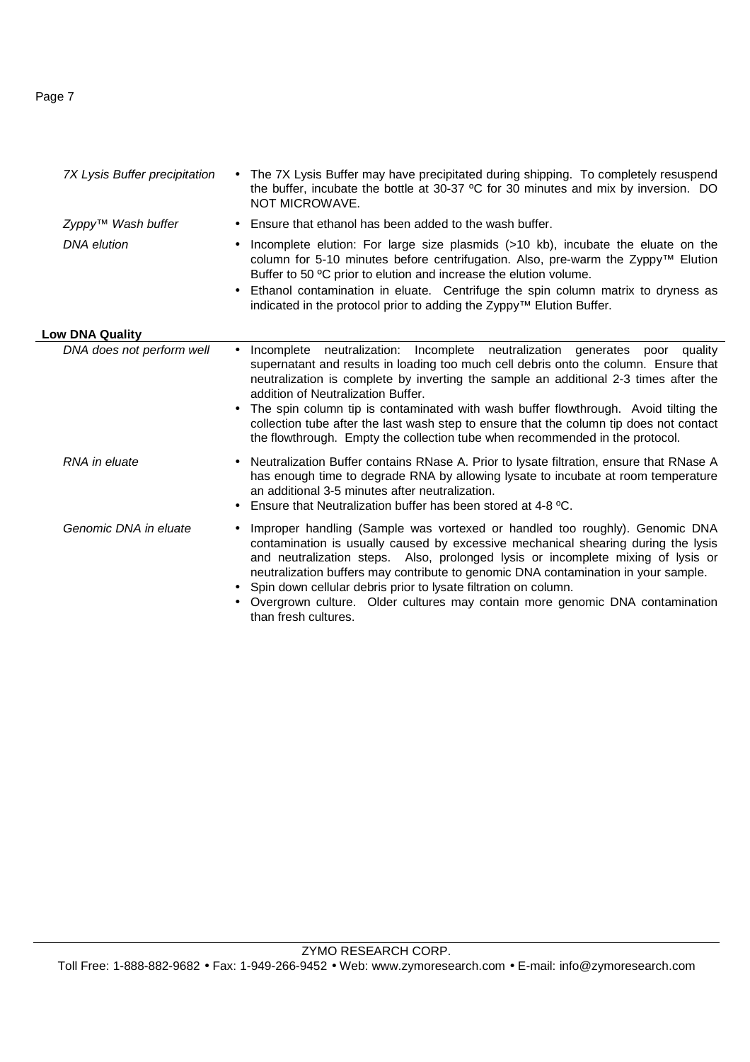| | |
|---|---|
| *7X Lysis Buffer precipitation* | • The 7X Lysis Buffer may have precipitated during shipping. To completely resuspend the buffer, incubate the bottle at 30-37 ºC for 30 minutes and mix by inversion. DO NOT MICROWAVE. |
| *Zyppy™ Wash buffer* | • Ensure that ethanol has been added to the wash buffer. |
| *DNA elution* | • Incomplete elution: For large size plasmids (>10 kb), incubate the eluate on the column for 5-10 minutes before centrifugation. Also, pre-warm the Zyppy™ Elution Buffer to 50 ºC prior to elution and increase the elution volume.<br>• Ethanol contamination in eluate. Centrifuge the spin column matrix to dryness as indicated in the protocol prior to adding the Zyppy™ Elution Buffer. |

**Low DNA Quality**

| | |
|---|---|
| *DNA does not perform well* | • Incomplete neutralization: Incomplete neutralization generates poor quality supernatant and results in loading too much cell debris onto the column. Ensure that neutralization is complete by inverting the sample an additional 2-3 times after the addition of Neutralization Buffer.<br>• The spin column tip is contaminated with wash buffer flowthrough. Avoid tilting the collection tube after the last wash step to ensure that the column tip does not contact the flowthrough. Empty the collection tube when recommended in the protocol. |
| *RNA in eluate* | • Neutralization Buffer contains RNase A. Prior to lysate filtration, ensure that RNase A has enough time to degrade RNA by allowing lysate to incubate at room temperature an additional 3-5 minutes after neutralization.<br>• Ensure that Neutralization buffer has been stored at 4-8 ºC. |
| *Genomic DNA in eluate* | • Improper handling (Sample was vortexed or handled too roughly). Genomic DNA contamination is usually caused by excessive mechanical shearing during the lysis and neutralization steps. Also, prolonged lysis or incomplete mixing of lysis or neutralization buffers may contribute to genomic DNA contamination in your sample.<br>• Spin down cellular debris prior to lysate filtration on column.<br>• Overgrown culture. Older cultures may contain more genomic DNA contamination than fresh cultures. |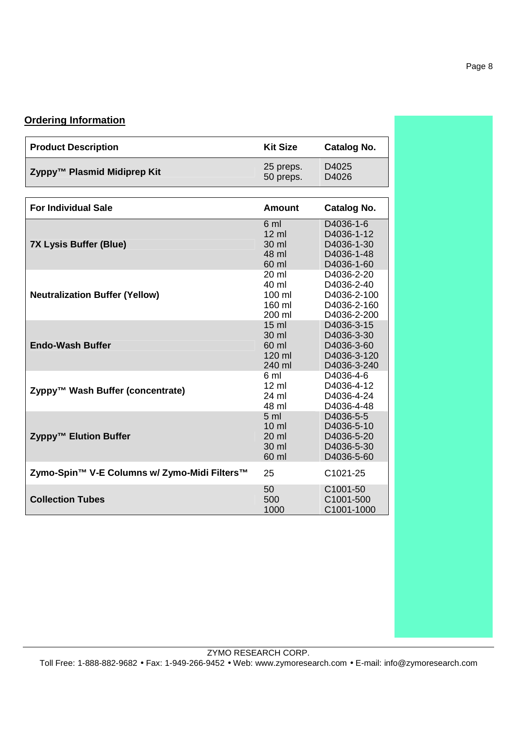## Ordering Information

| Product Description | Kit Size | Catalog No. |
|---|---|---|
| Zyppy™ Plasmid Midiprep Kit | 25 preps.<br>50 preps. | D4025<br>D4026 |

| For Individual Sale | Amount | Catalog No. |
|---|---|---|
| 7X Lysis Buffer (Blue) | 6 ml<br>12 ml<br>30 ml<br>48 ml<br>60 ml | D4036-1-6<br>D4036-1-12<br>D4036-1-30<br>D4036-1-48<br>D4036-1-60 |
| Neutralization Buffer (Yellow) | 20 ml<br>40 ml<br>100 ml<br>160 ml<br>200 ml | D4036-2-20<br>D4036-2-40<br>D4036-2-100<br>D4036-2-160<br>D4036-2-200 |
| Endo-Wash Buffer | 15 ml<br>30 ml<br>60 ml<br>120 ml<br>240 ml | D4036-3-15<br>D4036-3-30<br>D4036-3-60<br>D4036-3-120<br>D4036-3-240 |
| Zyppy™ Wash Buffer (concentrate) | 6 ml<br>12 ml<br>24 ml<br>48 ml | D4036-4-6<br>D4036-4-12<br>D4036-4-24<br>D4036-4-48 |
| Zyppy™ Elution Buffer | 5 ml<br>10 ml<br>20 ml<br>30 ml<br>60 ml | D4036-5-5<br>D4036-5-10<br>D4036-5-20<br>D4036-5-30<br>D4036-5-60 |
| Zymo-Spin™ V-E Columns w/ Zymo-Midi Filters™ | 25 | C1021-25 |
| Collection Tubes | 50<br>500<br>1000 | C1001-50<br>C1001-500<br>C1001-1000 |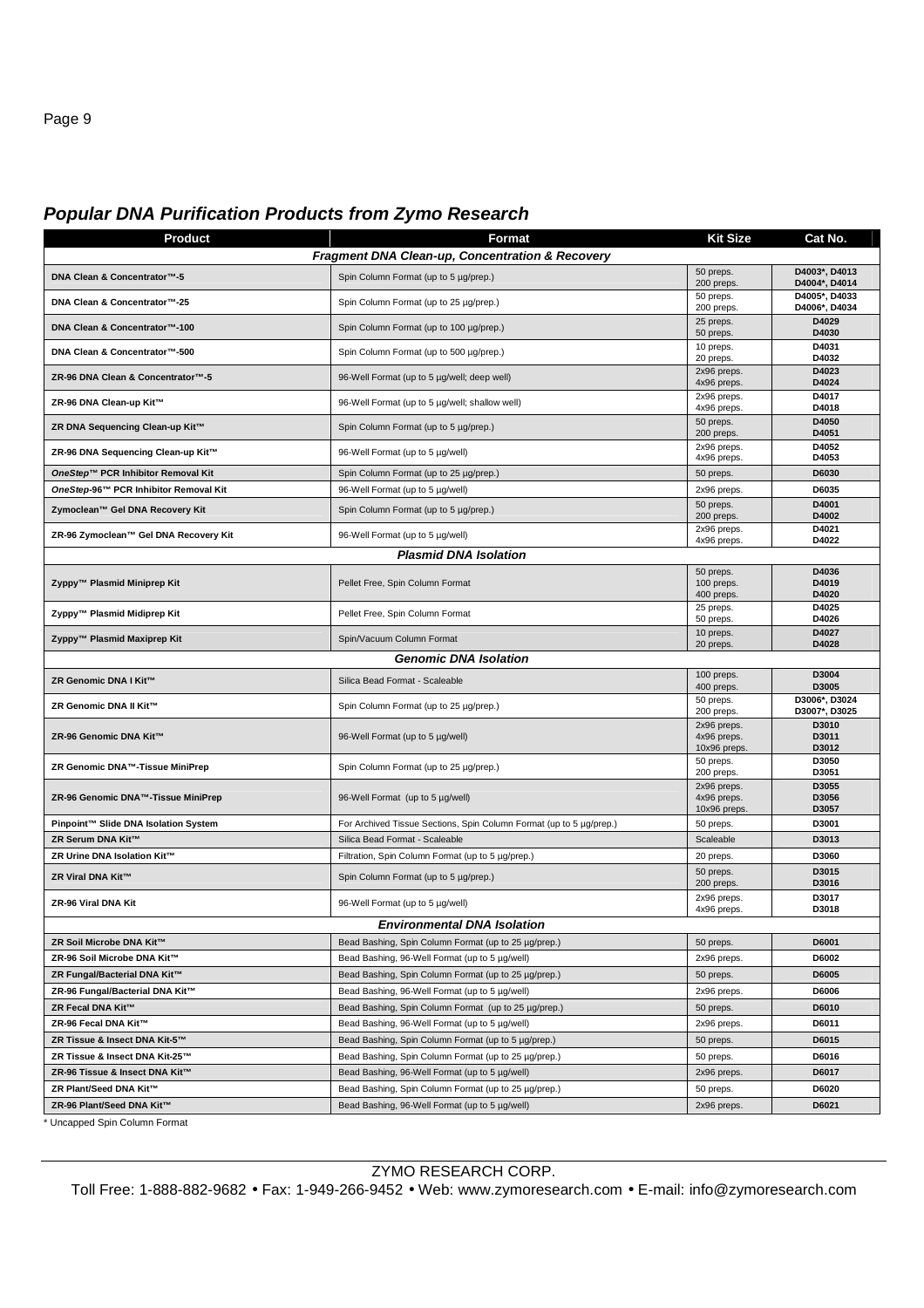## *Popular DNA Purification Products from Zymo Research*

| Product | Format | Kit Size | Cat No. |
|---|---|---|---|
| ***Fragment DNA Clean-up, Concentration & Recovery*** | | | |
| **DNA Clean & Concentrator™-5** | Spin Column Format (up to 5 µg/prep.) | 50 preps.<br>200 preps. | **D4003*, D4013**<br>**D4004*, D4014** |
| **DNA Clean & Concentrator™-25** | Spin Column Format (up to 25 µg/prep.) | 50 preps.<br>200 preps. | **D4005*, D4033**<br>**D4006*, D4034** |
| **DNA Clean & Concentrator™-100** | Spin Column Format (up to 100 µg/prep.) | 25 preps.<br>50 preps. | **D4029**<br>**D4030** |
| **DNA Clean & Concentrator™-500** | Spin Column Format (up to 500 µg/prep.) | 10 preps.<br>20 preps. | **D4031**<br>**D4032** |
| **ZR-96 DNA Clean & Concentrator™-5** | 96-Well Format (up to 5 µg/well; deep well) | 2x96 preps.<br>4x96 preps. | **D4023**<br>**D4024** |
| **ZR-96 DNA Clean-up Kit™** | 96-Well Format (up to 5 µg/well; shallow well) | 2x96 preps.<br>4x96 preps. | **D4017**<br>**D4018** |
| **ZR DNA Sequencing Clean-up Kit™** | Spin Column Format (up to 5 µg/prep.) | 50 preps.<br>200 preps. | **D4050**<br>**D4051** |
| **ZR-96 DNA Sequencing Clean-up Kit™** | 96-Well Format (up to 5 µg/well) | 2x96 preps.<br>4x96 preps. | **D4052**<br>**D4053** |
| ***OneStep*™ PCR Inhibitor Removal Kit** | Spin Column Format (up to 25 µg/prep.) | 50 preps. | **D6030** |
| ***OneStep*-96™ PCR Inhibitor Removal Kit** | 96-Well Format (up to 5 µg/well) | 2x96 preps. | **D6035** |
| **Zymoclean™ Gel DNA Recovery Kit** | Spin Column Format (up to 5 µg/prep.) | 50 preps.<br>200 preps. | **D4001**<br>**D4002** |
| **ZR-96 Zymoclean™ Gel DNA Recovery Kit** | 96-Well Format (up to 5 µg/well) | 2x96 preps.<br>4x96 preps. | **D4021**<br>**D4022** |
| ***Plasmid DNA Isolation*** | | | |
| **Zyppy™ Plasmid Miniprep Kit** | Pellet Free, Spin Column Format | 50 preps.<br>100 preps.<br>400 preps. | **D4036**<br>**D4019**<br>**D4020** |
| **Zyppy™ Plasmid Midiprep Kit** | Pellet Free, Spin Column Format | 25 preps.<br>50 preps. | **D4025**<br>**D4026** |
| **Zyppy™ Plasmid Maxiprep Kit** | Spin/Vacuum Column Format | 10 preps.<br>20 preps. | **D4027**<br>**D4028** |
| ***Genomic DNA Isolation*** | | | |
| **ZR Genomic DNA I Kit™** | Silica Bead Format - Scaleable | 100 preps.<br>400 preps. | **D3004**<br>**D3005** |
| **ZR Genomic DNA II Kit™** | Spin Column Format (up to 25 µg/prep.) | 50 preps.<br>200 preps. | **D3006*, D3024**<br>**D3007*, D3025** |
| **ZR-96 Genomic DNA Kit™** | 96-Well Format (up to 5 µg/well) | 2x96 preps.<br>4x96 preps.<br>10x96 preps. | **D3010**<br>**D3011**<br>**D3012** |
| **ZR Genomic DNA™-Tissue MiniPrep** | Spin Column Format (up to 25 µg/prep.) | 50 preps.<br>200 preps. | **D3050**<br>**D3051** |
| **ZR-96 Genomic DNA™-Tissue MiniPrep** | 96-Well Format (up to 5 µg/well) | 2x96 preps.<br>4x96 preps.<br>10x96 preps. | **D3055**<br>**D3056**<br>**D3057** |
| **Pinpoint™ Slide DNA Isolation System** | For Archived Tissue Sections, Spin Column Format (up to 5 µg/prep.) | 50 preps. | **D3001** |
| **ZR Serum DNA Kit™** | Silica Bead Format - Scaleable | Scaleable | **D3013** |
| **ZR Urine DNA Isolation Kit™** | Filtration, Spin Column Format (up to 5 µg/prep.) | 20 preps. | **D3060** |
| **ZR Viral DNA Kit™** | Spin Column Format (up to 5 µg/prep.) | 50 preps.<br>200 preps. | **D3015**<br>**D3016** |
| **ZR-96 Viral DNA Kit** | 96-Well Format (up to 5 µg/well) | 2x96 preps.<br>4x96 preps. | **D3017**<br>**D3018** |
| ***Environmental DNA Isolation*** | | | |
| **ZR Soil Microbe DNA Kit™** | Bead Bashing, Spin Column Format (up to 25 µg/prep.) | 50 preps. | **D6001** |
| **ZR-96 Soil Microbe DNA Kit™** | Bead Bashing, 96-Well Format (up to 5 µg/well) | 2x96 preps. | **D6002** |
| **ZR Fungal/Bacterial DNA Kit™** | Bead Bashing, Spin Column Format (up to 25 µg/prep.) | 50 preps. | **D6005** |
| **ZR-96 Fungal/Bacterial DNA Kit™** | Bead Bashing, 96-Well Format (up to 5 µg/well) | 2x96 preps. | **D6006** |
| **ZR Fecal DNA Kit™** | Bead Bashing, Spin Column Format (up to 25 µg/prep.) | 50 preps. | **D6010** |
| **ZR-96 Fecal DNA Kit™** | Bead Bashing, 96-Well Format (up to 5 µg/well) | 2x96 preps. | **D6011** |
| **ZR Tissue & Insect DNA Kit-5™** | Bead Bashing, Spin Column Format (up to 5 µg/prep.) | 50 preps. | **D6015** |
| **ZR Tissue & Insect DNA Kit-25™** | Bead Bashing, Spin Column Format (up to 25 µg/prep.) | 50 preps. | **D6016** |
| **ZR-96 Tissue & Insect DNA Kit™** | Bead Bashing, 96-Well Format (up to 5 µg/well) | 2x96 preps. | **D6017** |
| **ZR Plant/Seed DNA Kit™** | Bead Bashing, Spin Column Format (up to 25 µg/prep.) | 50 preps. | **D6020** |
| **ZR-96 Plant/Seed DNA Kit™** | Bead Bashing, 96-Well Format (up to 5 µg/well) | 2x96 preps. | **D6021** |

* Uncapped Spin Column Format

ZYMO RESEARCH CORP.
Toll Free: 1-888-882-9682 • Fax: 1-949-266-9452 • Web: www.zymoresearch.com • E-mail: info@zymoresearch.com